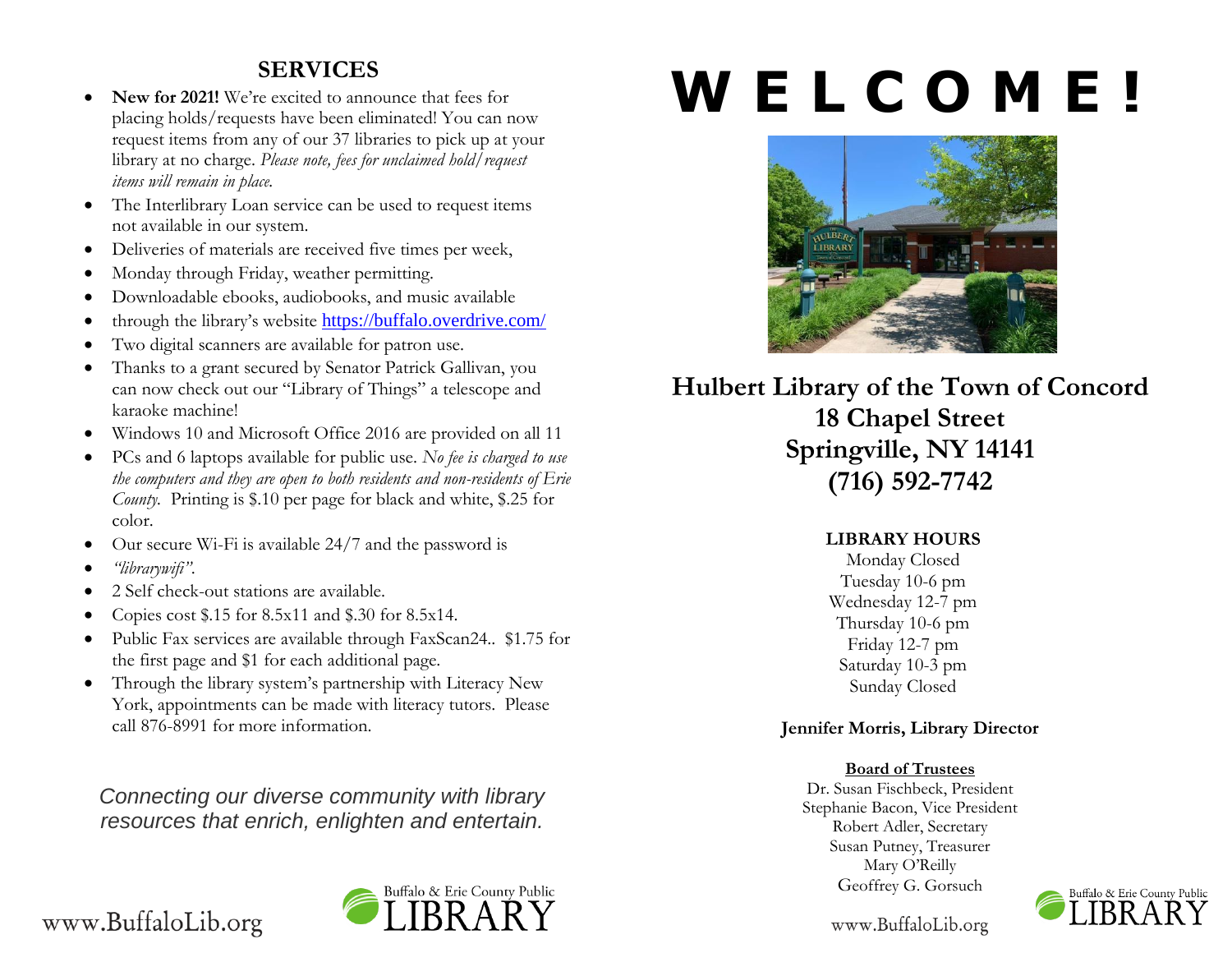## SERVICES

- **New for 2021!** We're excited to announce that fees for placing holds/requests have been eliminated! You can now request items from any of our 37 libraries to pick up at your library at no charge. *Please note, fees for unclaimed hold/request items will remain in place.*
- The Interlibrary Loan service can be used to request items not available in our system.
- Deliveries of materials are received five times per week,
- Monday through Friday, weather permitting.
- Downloadable ebooks, audiobooks, and music available
- through the library's website https://buffalo.overdrive.com/
- Two digital scanners are available for patron use.
- Thanks to a grant secured by Senator Patrick Gallivan, you can now check out our "Library of Things" a telescope and karaoke machine!
- Windows 10 and Microsoft Office 2016 are provided on all 11
- PCs and 6 laptops available for public use. *No fee is charged to use the computers and they are open to both residents and non-residents of Erie County.* Printing is $.10 per page for black and white, $.25 for color.
- Our secure Wi-Fi is available 24/7 and the password is
- *"librarywifi".*
- 2 Self check-out stations are available.
- Copies cost $.15 for 8.5x11 and $.30 for 8.5x14.
- Public Fax services are available through FaxScan24.. $1.75 for the first page and $1 for each additional page.
- Through the library system's partnership with Literacy New York, appointments can be made with literacy tutors. Please call 876-8991 for more information.

*Connecting our diverse community with library resources that enrich, enlighten and entertain.*

www.BuffaloLib.org

Buffalo & Erie County Public LIBRARY

# WELCOME!

**Hulbert Library of the Town of Concord**
**18 Chapel Street**
**Springville, NY 14141**
**(716) 592-7742**

**LIBRARY HOURS**

Monday Closed
Tuesday 10-6 pm
Wednesday 12-7 pm
Thursday 10-6 pm
Friday 12-7 pm
Saturday 10-3 pm
Sunday Closed

**Jennifer Morris, Library Director**

**Board of Trustees**

Dr. Susan Fischbeck, President
Stephanie Bacon, Vice President
Robert Adler, Secretary
Susan Putney, Treasurer
Mary O'Reilly
Geoffrey G. Gorsuch

www.BuffaloLib.org

Buffalo & Erie County Public LIBRARY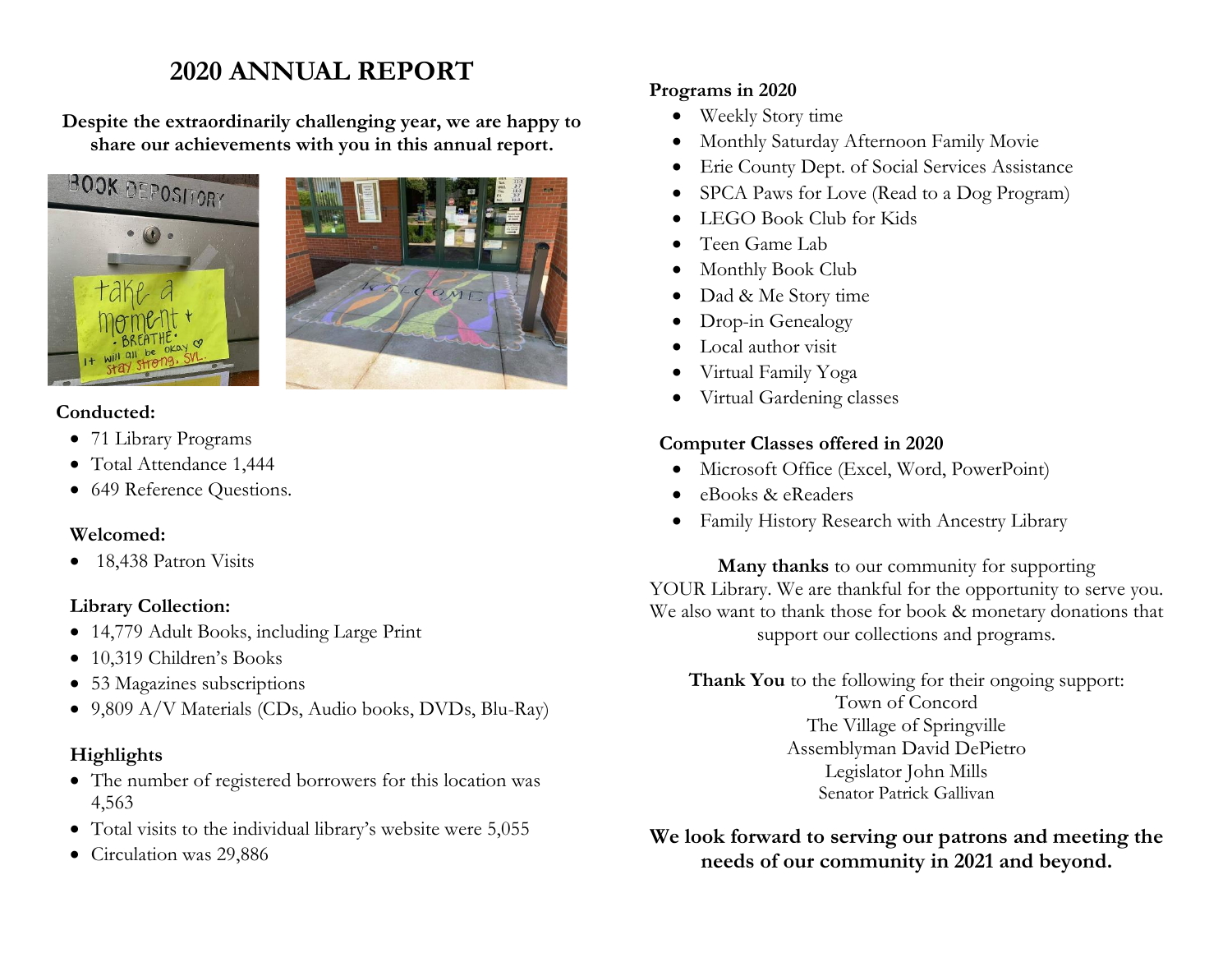# 2020 ANNUAL REPORT

**Despite the extraordinarily challenging year, we are happy to share our achievements with you in this annual report.**

### Conducted:

- 71 Library Programs
- Total Attendance 1,444
- 649 Reference Questions.

### Welcomed:

- 18,438 Patron Visits

### Library Collection:

- 14,779 Adult Books, including Large Print
- 10,319 Children's Books
- 53 Magazines subscriptions
- 9,809 A/V Materials (CDs, Audio books, DVDs, Blu-Ray)

### Highlights

- The number of registered borrowers for this location was 4,563
- Total visits to the individual library's website were 5,055
- Circulation was 29,886

### Programs in 2020

- Weekly Story time
- Monthly Saturday Afternoon Family Movie
- Erie County Dept. of Social Services Assistance
- SPCA Paws for Love (Read to a Dog Program)
- LEGO Book Club for Kids
- Teen Game Lab
- Monthly Book Club
- Dad & Me Story time
- Drop-in Genealogy
- Local author visit
- Virtual Family Yoga
- Virtual Gardening classes

### Computer Classes offered in 2020

- Microsoft Office (Excel, Word, PowerPoint)
- eBooks & eReaders
- Family History Research with Ancestry Library

**Many thanks** to our community for supporting YOUR Library. We are thankful for the opportunity to serve you. We also want to thank those for book & monetary donations that support our collections and programs.

**Thank You** to the following for their ongoing support:
Town of Concord
The Village of Springville
Assemblyman David DePietro
Legislator John Mills
Senator Patrick Gallivan

**We look forward to serving our patrons and meeting the needs of our community in 2021 and beyond.**